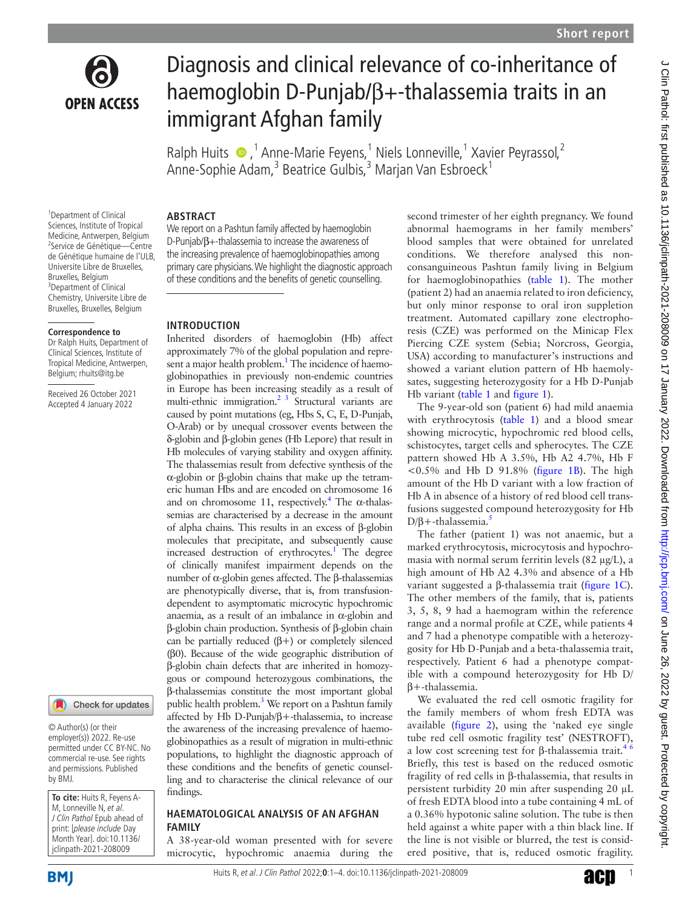# Diagnosis and clinical relevance of co-inheritance of haemoglobin D-Punjab/β+-thalassemia traits in an immigrant Afghan family

Ralph Huits,[1] Anne-Marie Feyens,[1] Niels Lonneville,[1] Xavier Peyrassol,[2] Anne-Sophie Adam,[3] Beatrice Gulbis,[3] Marjan Van Esbroeck[1]

[1]Department of Clinical Sciences, Institute of Tropical Medicine, Antwerpen, Belgium
[2]Service de Génétique—Centre de Génétique humaine de l'ULB, Universite Libre de Bruxelles, Bruxelles, Belgium
[3]Department of Clinical Chemistry, Universite Libre de Bruxelles, Bruxelles, Belgium

**Correspondence to**
Dr Ralph Huits, Department of Clinical Sciences, Institute of Tropical Medicine, Antwerpen, Belgium; rhuits@itg.be

Received 26 October 2021
Accepted 4 January 2022

© Author(s) (or their employer(s)) 2022. Re-use permitted under CC BY-NC. No commercial re-use. See rights and permissions. Published by BMJ.

**To cite:** Huits R, Feyens A-M, Lonneville N, *et al*. *J Clin Pathol* Epub ahead of print: [*please include* Day Month Year]. doi:10.1136/jclinpath-2021-208009

## ABSTRACT

We report on a Pashtun family affected by haemoglobin D-Punjab/β+-thalassemia to increase the awareness of the increasing prevalence of haemoglobinopathies among primary care physicians. We highlight the diagnostic approach of these conditions and the benefits of genetic counselling.

## INTRODUCTION

Inherited disorders of haemoglobin (Hb) affect approximately 7% of the global population and represent a major health problem.[1] The incidence of haemoglobinopathies in previously non-endemic countries in Europe has been increasing steadily as a result of multi-ethnic immigration.[2 3] Structural variants are caused by point mutations (eg, Hbs S, C, E, D-Punjab, O-Arab) or by unequal crossover events between the δ-globin and β-globin genes (Hb Lepore) that result in Hb molecules of varying stability and oxygen affinity. The thalassemias result from defective synthesis of the α-globin or β-globin chains that make up the tetrameric human Hbs and are encoded on chromosome 16 and on chromosome 11, respectively.[4] The α-thalassemias are characterised by a decrease in the amount of alpha chains. This results in an excess of β-globin molecules that precipitate, and subsequently cause increased destruction of erythrocytes.[1] The degree of clinically manifest impairment depends on the number of α-globin genes affected. The β-thalassemias are phenotypically diverse, that is, from transfusion-dependent to asymptomatic microcytic hypochromic anaemia, as a result of an imbalance in α-globin and β-globin chain production. Synthesis of β-globin chain can be partially reduced (β+) or completely silenced (β0). Because of the wide geographic distribution of β-globin chain defects that are inherited in homozygous or compound heterozygous combinations, the β-thalassemias constitute the most important global public health problem.[3] We report on a Pashtun family affected by Hb D-Punjab/β+-thalassemia, to increase the awareness of the increasing prevalence of haemoglobinopathies as a result of migration in multi-ethnic populations, to highlight the diagnostic approach of these conditions and the benefits of genetic counselling and to characterise the clinical relevance of our findings.

## HAEMATOLOGICAL ANALYSIS OF AN AFGHAN FAMILY

A 38-year-old woman presented with for severe microcytic, hypochromic anaemia during the second trimester of her eighth pregnancy. We found abnormal haemograms in her family members' blood samples that were obtained for unrelated conditions. We therefore analysed this non-consanguineous Pashtun family living in Belgium for haemoglobinopathies (table 1). The mother (patient 2) had an anaemia related to iron deficiency, but only minor response to oral iron suppletion treatment. Automated capillary zone electrophoresis (CZE) was performed on the Minicap Flex Piercing CZE system (Sebia; Norcross, Georgia, USA) according to manufacturer's instructions and showed a variant elution pattern of Hb haemolysates, suggesting heterozygosity for a Hb D-Punjab Hb variant (table 1 and figure 1).

The 9-year-old son (patient 6) had mild anaemia with erythrocytosis (table 1) and a blood smear showing microcytic, hypochromic red blood cells, schistocytes, target cells and spherocytes. The CZE pattern showed Hb A 3.5%, Hb A2 4.7%, Hb F <0.5% and Hb D 91.8% (figure 1B). The high amount of the Hb D variant with a low fraction of Hb A in absence of a history of red blood cell transfusions suggested compound heterozygosity for Hb D/β+-thalassemia.[5]

The father (patient 1) was not anaemic, but a marked erythrocytosis, microcytosis and hypochromasia with normal serum ferritin levels (82 µg/L), a high amount of Hb A2 4.3% and absence of a Hb variant suggested a β-thalassemia trait (figure 1C). The other members of the family, that is, patients 3, 5, 8, 9 had a haemogram within the reference range and a normal profile at CZE, while patients 4 and 7 had a phenotype compatible with a heterozygosity for Hb D-Punjab and a beta-thalassemia trait, respectively. Patient 6 had a phenotype compatible with a compound heterozygosity for Hb D/β+-thalassemia.

We evaluated the red cell osmotic fragility for the family members of whom fresh EDTA was available (figure 2), using the 'naked eye single tube red cell osmotic fragility test' (NESTROFT), a low cost screening test for β-thalassemia trait.[4 6] Briefly, this test is based on the reduced osmotic fragility of red cells in β-thalassemia, that results in persistent turbidity 20 min after suspending 20 µL of fresh EDTA blood into a tube containing 4 mL of a 0.36% hypotonic saline solution. The tube is then held against a white paper with a thin black line. If the line is not visible or blurred, the test is considered positive, that is, reduced osmotic fragility.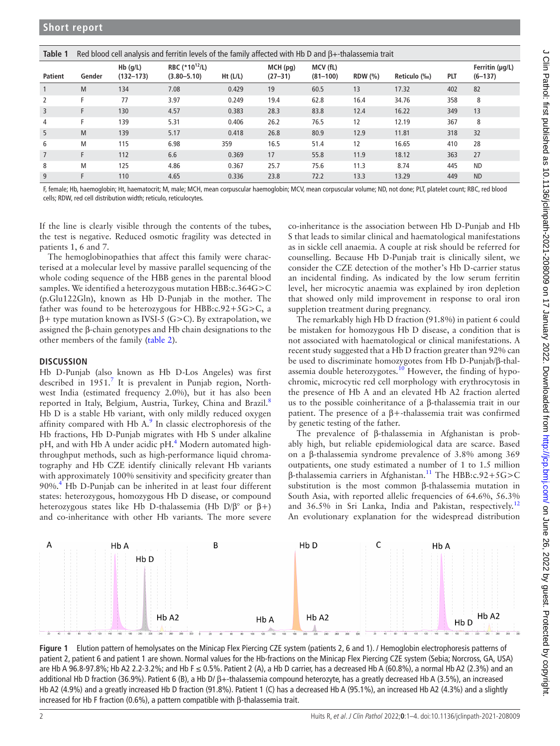**Table 1** Red blood cell analysis and ferritin levels of the family affected with Hb D and β+-thalassemia trait

| Patient | Gender | Hb (g/L) (132–173) | RBC ($*10^{12}$/L) (3.80–5.10) | Ht (L/L) | MCH (pg) (27–31) | MCV (fL) (81–100) | RDW (%) | Reticulo (‰) | PLT | Ferritin (µg/L) (6–137) |
|---|---|---|---|---|---|---|---|---|---|---|
| 1 | M | 134 | 7.08 | 0.429 | 19 | 60.5 | 13 | 17.32 | 402 | 82 |
| 2 | F | 77 | 3.97 | 0.249 | 19.4 | 62.8 | 16.4 | 34.76 | 358 | 8 |
| 3 | F | 130 | 4.57 | 0.383 | 28.3 | 83.8 | 12.4 | 16.22 | 349 | 13 |
| 4 | F | 139 | 5.31 | 0.406 | 26.2 | 76.5 | 12 | 12.19 | 367 | 8 |
| 5 | M | 139 | 5.17 | 0.418 | 26.8 | 80.9 | 12.9 | 11.81 | 318 | 32 |
| 6 | M | 115 | 6.98 | 359 | 16.5 | 51.4 | 12 | 16.65 | 410 | 28 |
| 7 | F | 112 | 6.6 | 0.369 | 17 | 55.8 | 11.9 | 18.12 | 363 | 27 |
| 8 | M | 125 | 4.86 | 0.367 | 25.7 | 75.6 | 11.3 | 8.74 | 445 | ND |
| 9 | F | 110 | 4.65 | 0.336 | 23.8 | 72.2 | 13.3 | 13.29 | 449 | ND |

F, female; Hb, haemoglobin; Ht, haematocrit; M, male; MCH, mean corpuscular haemoglobin; MCV, mean corpuscular volume; ND, not done; PLT, platelet count; RBC, red blood cells; RDW, red cell distribution width; reticulo, reticulocytes.

If the line is clearly visible through the contents of the tubes, the test is negative. Reduced osmotic fragility was detected in patients 1, 6 and 7.

The hemoglobinopathies that affect this family were characterised at a molecular level by massive parallel sequencing of the whole coding sequence of the HBB genes in the parental blood samples. We identified a heterozygous mutation HBB:c.364G>C (p.Glu122Gln), known as Hb D-Punjab in the mother. The father was found to be heterozygous for HBB:c.92+5G>C, a β+ type mutation known as IVSI-5 (G>C). By extrapolation, we assigned the β-chain genotypes and Hb chain designations to the other members of the family (table 2).

## DISCUSSION

Hb D-Punjab (also known as Hb D-Los Angeles) was first described in 1951.[7] It is prevalent in Punjab region, Northwest India (estimated frequency 2.0%), but it has also been reported in Italy, Belgium, Austria, Turkey, China and Brazil.[8] Hb D is a stable Hb variant, with only mildly reduced oxygen affinity compared with Hb A.[9] In classic electrophoresis of the Hb fractions, Hb D-Punjab migrates with Hb S under alkaline pH, and with Hb A under acidic pH.[4] Modern automated high-throughput methods, such as high-performance liquid chromatography and Hb CZE identify clinically relevant Hb variants with approximately 100% sensitivity and specificity greater than 90%.[4] Hb D-Punjab can be inherited in at least four different states: heterozygous, homozygous Hb D disease, or compound heterozygous states like Hb D-thalassemia (Hb D/β° or β+) and co-inheritance with other Hb variants. The more severe co-inheritance is the association between Hb D-Punjab and Hb S that leads to similar clinical and haematological manifestations as in sickle cell anaemia. A couple at risk should be referred for counselling. Because Hb D-Punjab trait is clinically silent, we consider the CZE detection of the mother's Hb D-carrier status an incidental finding. As indicated by the low serum ferritin level, her microcytic anaemia was explained by iron depletion that showed only mild improvement in response to oral iron suppletion treatment during pregnancy.

The remarkably high Hb D fraction (91.8%) in patient 6 could be mistaken for homozygous Hb D disease, a condition that is not associated with haematological or clinical manifestations. A recent study suggested that a Hb D fraction greater than 92% can be used to discriminate homozygotes from Hb D-Punjab/β-thalassemia double heterozygotes.[10] However, the finding of hypochromic, microcytic red cell morphology with erythrocytosis in the presence of Hb A and an elevated Hb A2 fraction alerted us to the possible coinheritance of a β-thalassemia trait in our patient. The presence of a β+-thalassemia trait was confirmed by genetic testing of the father.

The prevalence of β-thalassemia in Afghanistan is probably high, but reliable epidemiological data are scarce. Based on a β-thalassemia syndrome prevalence of 3.8% among 369 outpatients, one study estimated a number of 1 to 1.5 million β-thalassemia carriers in Afghanistan.[11] The HBB:c.92+5G>C substitution is the most common β-thalassemia mutation in South Asia, with reported allelic frequencies of 64.6%, 56.3% and 36.5% in Sri Lanka, India and Pakistan, respectively.[12] An evolutionary explanation for the widespread distribution

**Figure 1** Elution pattern of hemolysates on the Minicap Flex Piercing CZE system (patients 2, 6 and 1). / Hemoglobin electrophoresis patterns of patient 2, patient 6 and patient 1 are shown. Normal values for the Hb-fractions on the Minicap Flex Piercing CZE system (Sebia; Norcross, GA, USA) are Hb A 96.8-97.8%; Hb A2 2.2-3.2%; and Hb F ≤ 0.5%. Patient 2 (A), a Hb D carrier, has a decreased Hb A (60.8%), a normal Hb A2 (2.3%) and an additional Hb D fraction (36.9%). Patient 6 (B), a Hb D/ β+-thalassemia compound heterozyte, has a greatly decreased Hb A (3.5%), an increased Hb A2 (4.9%) and a greatly increased Hb D fraction (91.8%). Patient 1 (C) has a decreased Hb A (95.1%), an increased Hb A2 (4.3%) and a slightly increased for Hb F fraction (0.6%), a pattern compatible with β-thalassemia trait.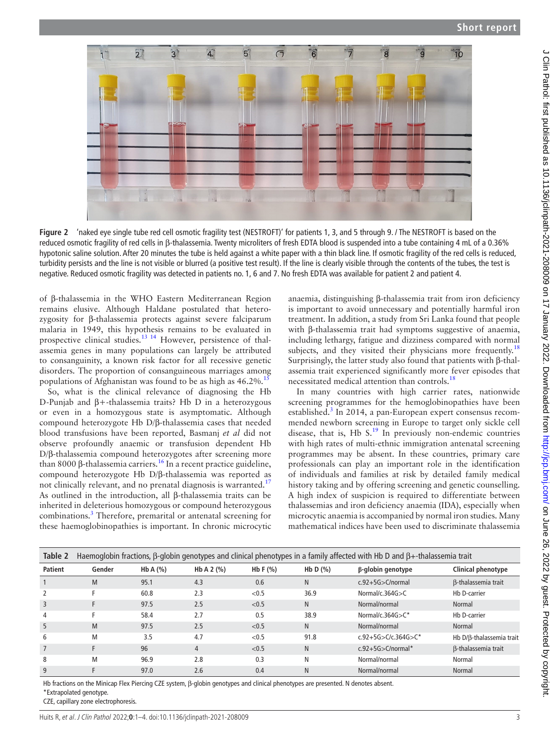**Figure 2** 'naked eye single tube red cell osmotic fragility test (NESTROFT)' for patients 1, 3, and 5 through 9. / The NESTROFT is based on the reduced osmotic fragility of red cells in β-thalassemia. Twenty microliters of fresh EDTA blood is suspended into a tube containing 4 mL of a 0.36% hypotonic saline solution. After 20 minutes the tube is held against a white paper with a thin black line. If osmotic fragility of the red cells is reduced, turbidity persists and the line is not visible or blurred (a positive test result). If the line is clearly visible through the contents of the tubes, the test is negative. Reduced osmotic fragility was detected in patients no. 1, 6 and 7. No fresh EDTA was available for patient 2 and patient 4.

of β-thalassemia in the WHO Eastern Mediterranean Region remains elusive. Although Haldane postulated that heterozygosity for β-thalassemia protects against severe falciparum malaria in 1949, this hypothesis remains to be evaluated in prospective clinical studies.[13 14] However, persistence of thalassemia genes in many populations can largely be attributed to consanguinity, a known risk factor for all recessive genetic disorders. The proportion of consanguineous marriages among populations of Afghanistan was found to be as high as 46.2%.[15]

So, what is the clinical relevance of diagnosing the Hb D-Punjab and β+-thalassemia traits? Hb D in a heterozygous or even in a homozygous state is asymptomatic. Although compound heterozygote Hb D/β-thalassemia cases that needed blood transfusions have been reported, Basmanj *et al* did not observe profoundly anaemic or transfusion dependent Hb D/β-thalassemia compound heterozygotes after screening more than 8000 β-thalassemia carriers.[16] In a recent practice guideline, compound heterozygote Hb D/β-thalassemia was reported as not clinically relevant, and no prenatal diagnosis is warranted.[17] As outlined in the introduction, all β-thalassemia traits can be inherited in deleterious homozygous or compound heterozygous combinations.[3] Therefore, premarital or antenatal screening for these haemoglobinopathies is important. In chronic microcytic anaemia, distinguishing β-thalassemia trait from iron deficiency is important to avoid unnecessary and potentially harmful iron treatment. In addition, a study from Sri Lanka found that people with β-thalassemia trait had symptoms suggestive of anaemia, including lethargy, fatigue and dizziness compared with normal subjects, and they visited their physicians more frequently.[18] Surprisingly, the latter study also found that patients with β-thalassemia trait experienced significantly more fever episodes that necessitated medical attention than controls.[18]

In many countries with high carrier rates, nationwide screening programmes for the hemoglobinopathies have been established.[3] In 2014, a pan-European expert consensus recommended newborn screening in Europe to target only sickle cell disease, that is, Hb S.[19] In previously non-endemic countries with high rates of multi-ethnic immigration antenatal screening programmes may be absent. In these countries, primary care professionals can play an important role in the identification of individuals and families at risk by detailed family medical history taking and by offering screening and genetic counselling. A high index of suspicion is required to differentiate between thalassemias and iron deficiency anaemia (IDA), especially when microcytic anaemia is accompanied by normal iron studies. Many mathematical indices have been used to discriminate thalassemia

**Table 2** Haemoglobin fractions, β-globin genotypes and clinical phenotypes in a family affected with Hb D and β+-thalassemia trait

| Patient | Gender | Hb A (%) | Hb A 2 (%) | Hb F (%) | Hb D (%) | β-globin genotype | Clinical phenotype |
|---|---|---|---|---|---|---|---|
| 1 | M | 95.1 | 4.3 | 0.6 | N | c.92+5G>C/normal | β-thalassemia trait |
| 2 | F | 60.8 | 2.3 | <0.5 | 36.9 | Normal/c.364G>C | Hb D-carrier |
| 3 | F | 97.5 | 2.5 | <0.5 | N | Normal/normal | Normal |
| 4 | F | 58.4 | 2.7 | 0.5 | 38.9 | Normal/c.364G>C* | Hb D-carrier |
| 5 | M | 97.5 | 2.5 | <0.5 | N | Normal/normal | Normal |
| 6 | M | 3.5 | 4.7 | <0.5 | 91.8 | c.92+5G>C/c.364G>C* | Hb D/β-thalassemia trait |
| 7 | F | 96 | 4 | <0.5 | N | c.92+5G>C/normal* | β-thalassemia trait |
| 8 | M | 96.9 | 2.8 | 0.3 | N | Normal/normal | Normal |
| 9 | F | 97.0 | 2.6 | 0.4 | N | Normal/normal | Normal |

Hb fractions on the Minicap Flex Piercing CZE system, β-globin genotypes and clinical phenotypes are presented. N denotes absent.
*Extrapolated genotype.
CZE, capillary zone electrophoresis.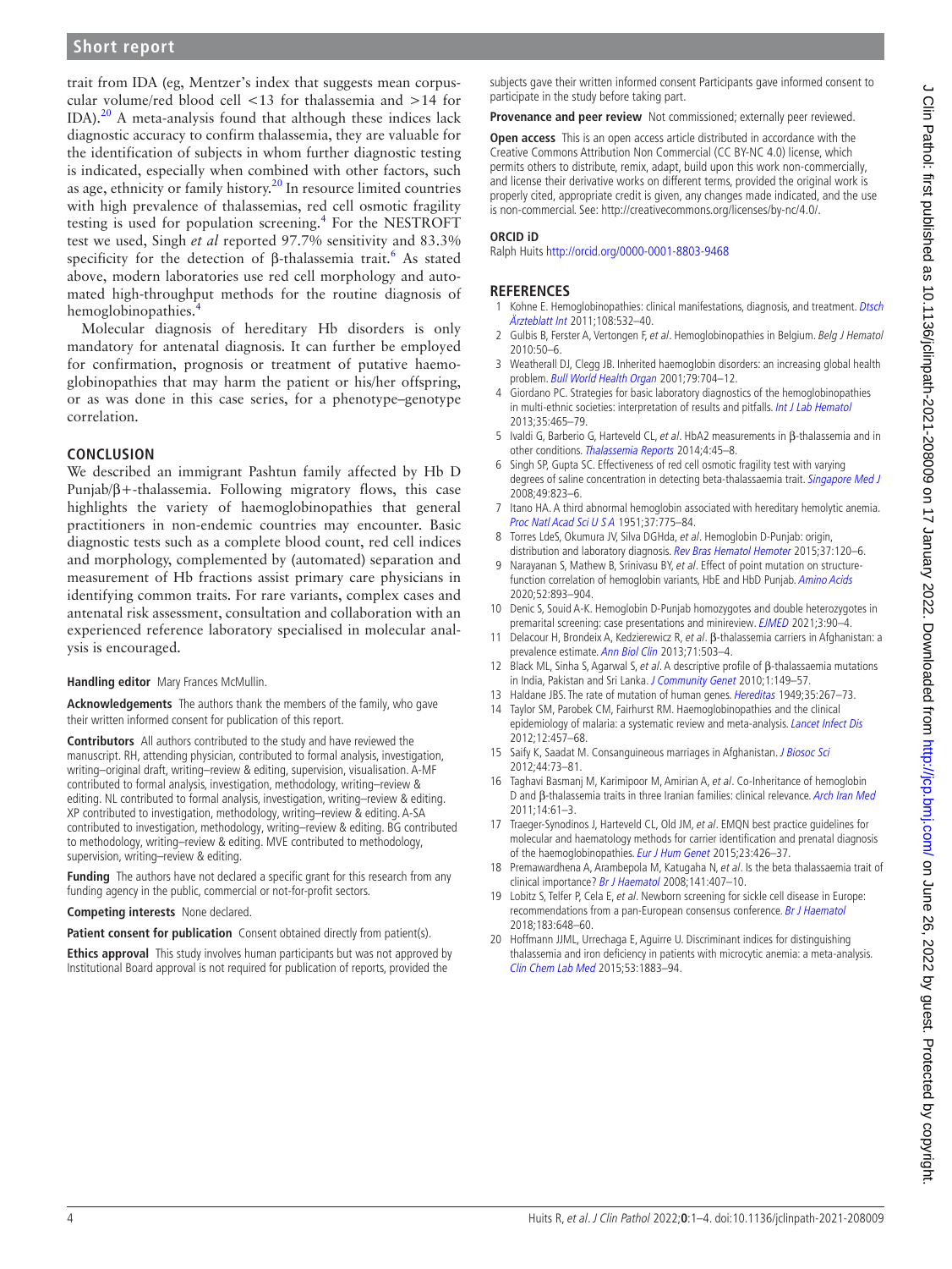trait from IDA (eg, Mentzer's index that suggests mean corpuscular volume/red blood cell <13 for thalassemia and >14 for IDA).[20] A meta-analysis found that although these indices lack diagnostic accuracy to confirm thalassemia, they are valuable for the identification of subjects in whom further diagnostic testing is indicated, especially when combined with other factors, such as age, ethnicity or family history.[20] In resource limited countries with high prevalence of thalassemias, red cell osmotic fragility testing is used for population screening.[4] For the NESTROFT test we used, Singh *et al* reported 97.7% sensitivity and 83.3% specificity for the detection of β-thalassemia trait.[6] As stated above, modern laboratories use red cell morphology and automated high-throughput methods for the routine diagnosis of hemoglobinopathies.[4]

Molecular diagnosis of hereditary Hb disorders is only mandatory for antenatal diagnosis. It can further be employed for confirmation, prognosis or treatment of putative haemoglobinopathies that may harm the patient or his/her offspring, or as was done in this case series, for a phenotype–genotype correlation.

## CONCLUSION

We described an immigrant Pashtun family affected by Hb D Punjab/β+-thalassemia. Following migratory flows, this case highlights the variety of haemoglobinopathies that general practitioners in non-endemic countries may encounter. Basic diagnostic tests such as a complete blood count, red cell indices and morphology, complemented by (automated) separation and measurement of Hb fractions assist primary care physicians in identifying common traits. For rare variants, complex cases and antenatal risk assessment, consultation and collaboration with an experienced reference laboratory specialised in molecular analysis is encouraged.

**Handling editor** Mary Frances McMullin.

**Acknowledgements** The authors thank the members of the family, who gave their written informed consent for publication of this report.

**Contributors** All authors contributed to the study and have reviewed the manuscript. RH, attending physician, contributed to formal analysis, investigation, writing–original draft, writing–review & editing, supervision, visualisation. A-MF contributed to formal analysis, investigation, methodology, writing–review & editing. NL contributed to formal analysis, investigation, writing–review & editing. XP contributed to investigation, methodology, writing–review & editing. A-SA contributed to investigation, methodology, writing–review & editing. BG contributed to methodology, writing–review & editing. MVE contributed to methodology, supervision, writing–review & editing.

**Funding** The authors have not declared a specific grant for this research from any funding agency in the public, commercial or not-for-profit sectors.

**Competing interests** None declared.

**Patient consent for publication** Consent obtained directly from patient(s).

**Ethics approval** This study involves human participants but was not approved by Institutional Board approval is not required for publication of reports, provided the subjects gave their written informed consent Participants gave informed consent to participate in the study before taking part.

**Provenance and peer review** Not commissioned; externally peer reviewed.

**Open access** This is an open access article distributed in accordance with the Creative Commons Attribution Non Commercial (CC BY-NC 4.0) license, which permits others to distribute, remix, adapt, build upon this work non-commercially, and license their derivative works on different terms, provided the original work is properly cited, appropriate credit is given, any changes made indicated, and the use is non-commercial. See: http://creativecommons.org/licenses/by-nc/4.0/.

### ORCID iD

Ralph Huits http://orcid.org/0000-0001-8803-9468

## REFERENCES

1. Kohne E. Hemoglobinopathies: clinical manifestations, diagnosis, and treatment. *Dtsch Ärzteblatt Int* 2011;108:532–40.
2. Gulbis B, Ferster A, Vertongen F, *et al*. Hemoglobinopathies in Belgium. *Belg J Hematol* 2010:50–6.
3. Weatherall DJ, Clegg JB. Inherited haemoglobin disorders: an increasing global health problem. *Bull World Health Organ* 2001;79:704–12.
4. Giordano PC. Strategies for basic laboratory diagnostics of the hemoglobinopathies in multi-ethnic societies: interpretation of results and pitfalls. *Int J Lab Hematol* 2013;35:465–79.
5. Ivaldi G, Barberio G, Harteveld CL, *et al*. HbA2 measurements in β-thalassemia and in other conditions. *Thalassemia Reports* 2014;4:45–8.
6. Singh SP, Gupta SC. Effectiveness of red cell osmotic fragility test with varying degrees of saline concentration in detecting beta-thalassaemia trait. *Singapore Med J* 2008;49:823–6.
7. Itano HA. A third abnormal hemoglobin associated with hereditary hemolytic anemia. *Proc Natl Acad Sci U S A* 1951;37:775–84.
8. Torres LdeS, Okumura JV, Silva DGHda, *et al*. Hemoglobin D-Punjab: origin, distribution and laboratory diagnosis. *Rev Bras Hematol Hemoter* 2015;37:120–6.
9. Narayanan S, Mathew B, Srinivasu BY, *et al*. Effect of point mutation on structure-function correlation of hemoglobin variants, HbE and HbD Punjab. *Amino Acids* 2020;52:893–904.
10. Denic S, Souid A-K. Hemoglobin D-Punjab homozygotes and double heterozygotes in premarital screening: case presentations and minireview. *EJMED* 2021;3:90–4.
11. Delacour H, Brondeix A, Kedzierewicz R, *et al*. β-thalassemia carriers in Afghanistan: a prevalence estimate. *Ann Biol Clin* 2013;71:503–4.
12. Black ML, Sinha S, Agarwal S, *et al*. A descriptive profile of β-thalassaemia mutations in India, Pakistan and Sri Lanka. *J Community Genet* 2010;1:149–57.
13. Haldane JBS. The rate of mutation of human genes. *Hereditas* 1949;35:267–73.
14. Taylor SM, Parobek CM, Fairhurst RM. Haemoglobinopathies and the clinical epidemiology of malaria: a systematic review and meta-analysis. *Lancet Infect Dis* 2012;12:457–68.
15. Saify K, Saadat M. Consanguineous marriages in Afghanistan. *J Biosoc Sci* 2012;44:73–81.
16. Taghavi Basmanj M, Karimipoor M, Amirian A, *et al*. Co-Inheritance of hemoglobin D and β-thalassemia traits in three Iranian families: clinical relevance. *Arch Iran Med* 2011;14:61–3.
17. Traeger-Synodinos J, Harteveld CL, Old JM, *et al*. EMQN best practice guidelines for molecular and haematology methods for carrier identification and prenatal diagnosis of the haemoglobinopathies. *Eur J Hum Genet* 2015;23:426–37.
18. Premawardhena A, Arambepola M, Katugaha N, *et al*. Is the beta thalassaemia trait of clinical importance? *Br J Haematol* 2008;141:407–10.
19. Lobitz S, Telfer P, Cela E, *et al*. Newborn screening for sickle cell disease in Europe: recommendations from a pan-European consensus conference. *Br J Haematol* 2018;183:648–60.
20. Hoffmann JJML, Urrechaga E, Aguirre U. Discriminant indices for distinguishing thalassemia and iron deficiency in patients with microcytic anemia: a meta-analysis. *Clin Chem Lab Med* 2015;53:1883–94.